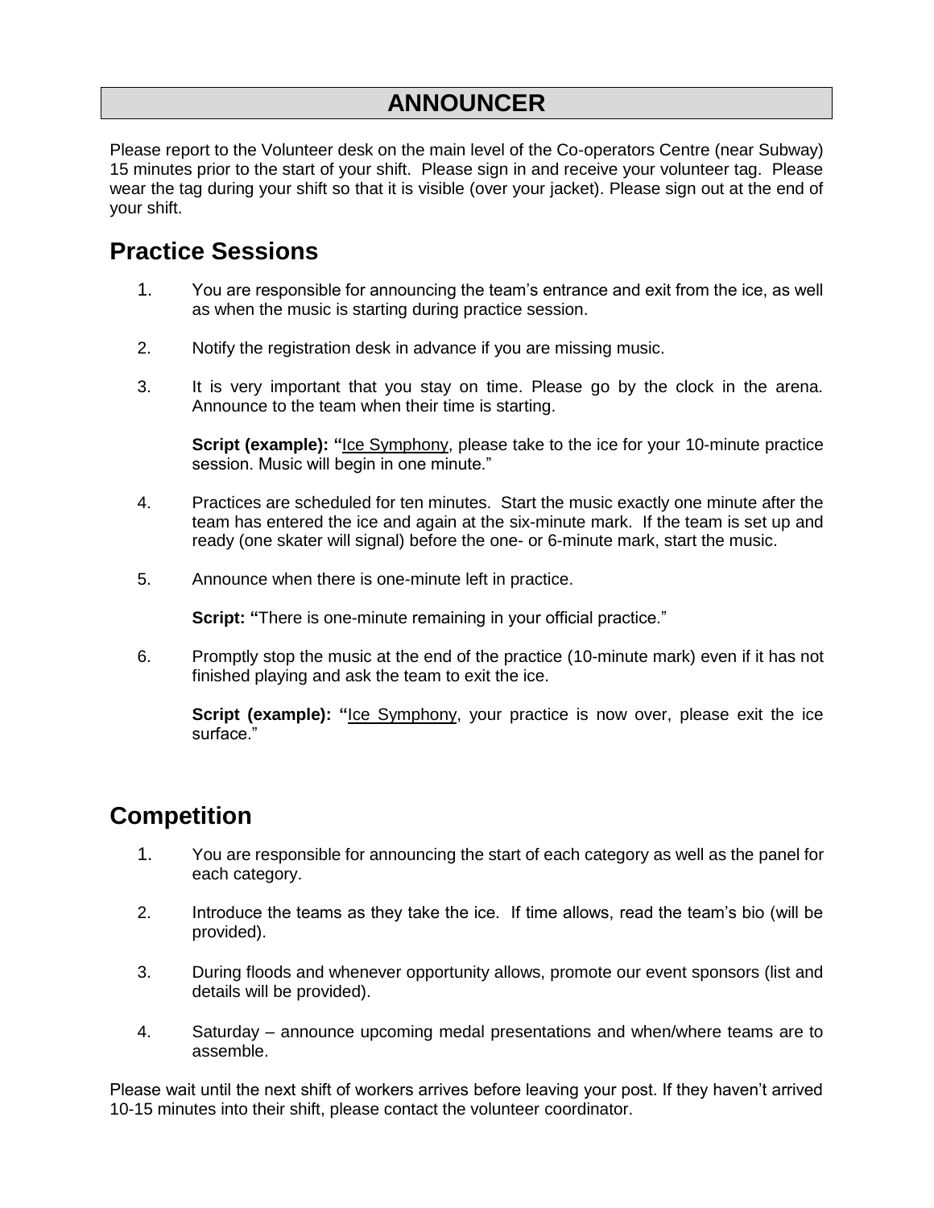# ANNOUNCER

Please report to the Volunteer desk on the main level of the Co-operators Centre (near Subway) 15 minutes prior to the start of your shift. Please sign in and receive your volunteer tag. Please wear the tag during your shift so that it is visible (over your jacket). Please sign out at the end of your shift.

## Practice Sessions

1. You are responsible for announcing the team's entrance and exit from the ice, as well as when the music is starting during practice session.

2. Notify the registration desk in advance if you are missing music.

3. It is very important that you stay on time. Please go by the clock in the arena. Announce to the team when their time is starting.

   **Script (example): "**<u>Ice Symphony</u>, please take to the ice for your 10-minute practice session. Music will begin in one minute."

4. Practices are scheduled for ten minutes. Start the music exactly one minute after the team has entered the ice and again at the six-minute mark. If the team is set up and ready (one skater will signal) before the one- or 6-minute mark, start the music.

5. Announce when there is one-minute left in practice.

   **Script: "**There is one-minute remaining in your official practice."

6. Promptly stop the music at the end of the practice (10-minute mark) even if it has not finished playing and ask the team to exit the ice.

   **Script (example): "**<u>Ice Symphony</u>, your practice is now over, please exit the ice surface."

## Competition

1. You are responsible for announcing the start of each category as well as the panel for each category.

2. Introduce the teams as they take the ice. If time allows, read the team's bio (will be provided).

3. During floods and whenever opportunity allows, promote our event sponsors (list and details will be provided).

4. Saturday – announce upcoming medal presentations and when/where teams are to assemble.

Please wait until the next shift of workers arrives before leaving your post. If they haven't arrived 10-15 minutes into their shift, please contact the volunteer coordinator.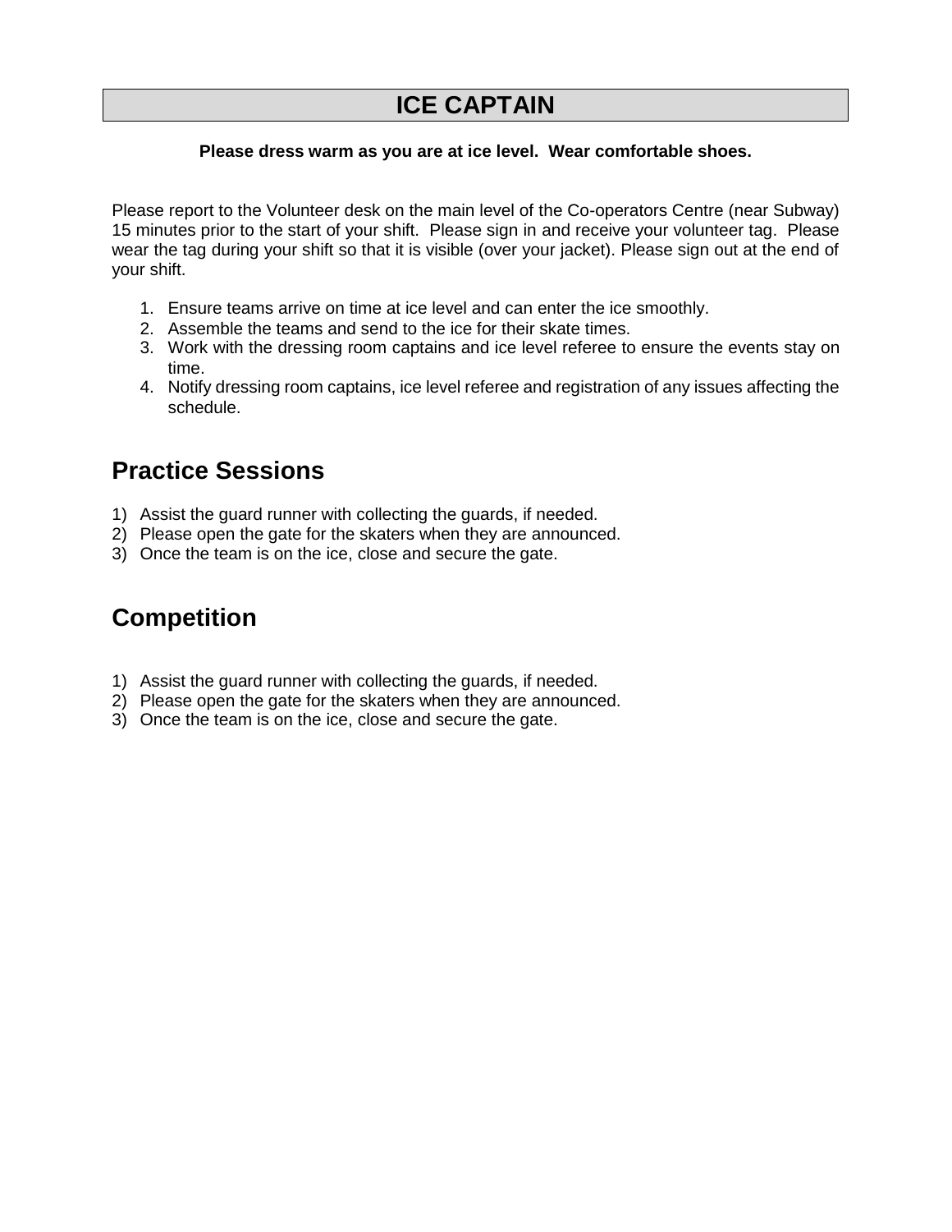# ICE CAPTAIN

**Please dress warm as you are at ice level. Wear comfortable shoes.**

Please report to the Volunteer desk on the main level of the Co-operators Centre (near Subway) 15 minutes prior to the start of your shift. Please sign in and receive your volunteer tag. Please wear the tag during your shift so that it is visible (over your jacket). Please sign out at the end of your shift.

1. Ensure teams arrive on time at ice level and can enter the ice smoothly.
2. Assemble the teams and send to the ice for their skate times.
3. Work with the dressing room captains and ice level referee to ensure the events stay on time.
4. Notify dressing room captains, ice level referee and registration of any issues affecting the schedule.

## Practice Sessions

1) Assist the guard runner with collecting the guards, if needed.
2) Please open the gate for the skaters when they are announced.
3) Once the team is on the ice, close and secure the gate.

## Competition

1) Assist the guard runner with collecting the guards, if needed.
2) Please open the gate for the skaters when they are announced.
3) Once the team is on the ice, close and secure the gate.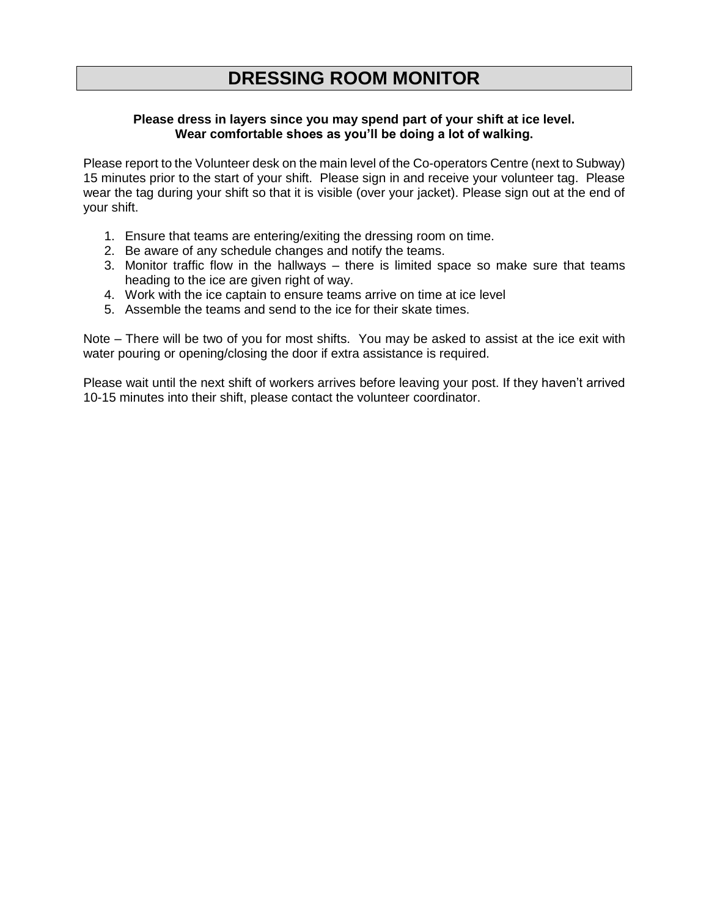# DRESSING ROOM MONITOR

**Please dress in layers since you may spend part of your shift at ice level.**
**Wear comfortable shoes as you'll be doing a lot of walking.**

Please report to the Volunteer desk on the main level of the Co-operators Centre (next to Subway) 15 minutes prior to the start of your shift. Please sign in and receive your volunteer tag. Please wear the tag during your shift so that it is visible (over your jacket). Please sign out at the end of your shift.

1. Ensure that teams are entering/exiting the dressing room on time.
2. Be aware of any schedule changes and notify the teams.
3. Monitor traffic flow in the hallways – there is limited space so make sure that teams heading to the ice are given right of way.
4. Work with the ice captain to ensure teams arrive on time at ice level
5. Assemble the teams and send to the ice for their skate times.

Note – There will be two of you for most shifts. You may be asked to assist at the ice exit with water pouring or opening/closing the door if extra assistance is required.

Please wait until the next shift of workers arrives before leaving your post. If they haven't arrived 10-15 minutes into their shift, please contact the volunteer coordinator.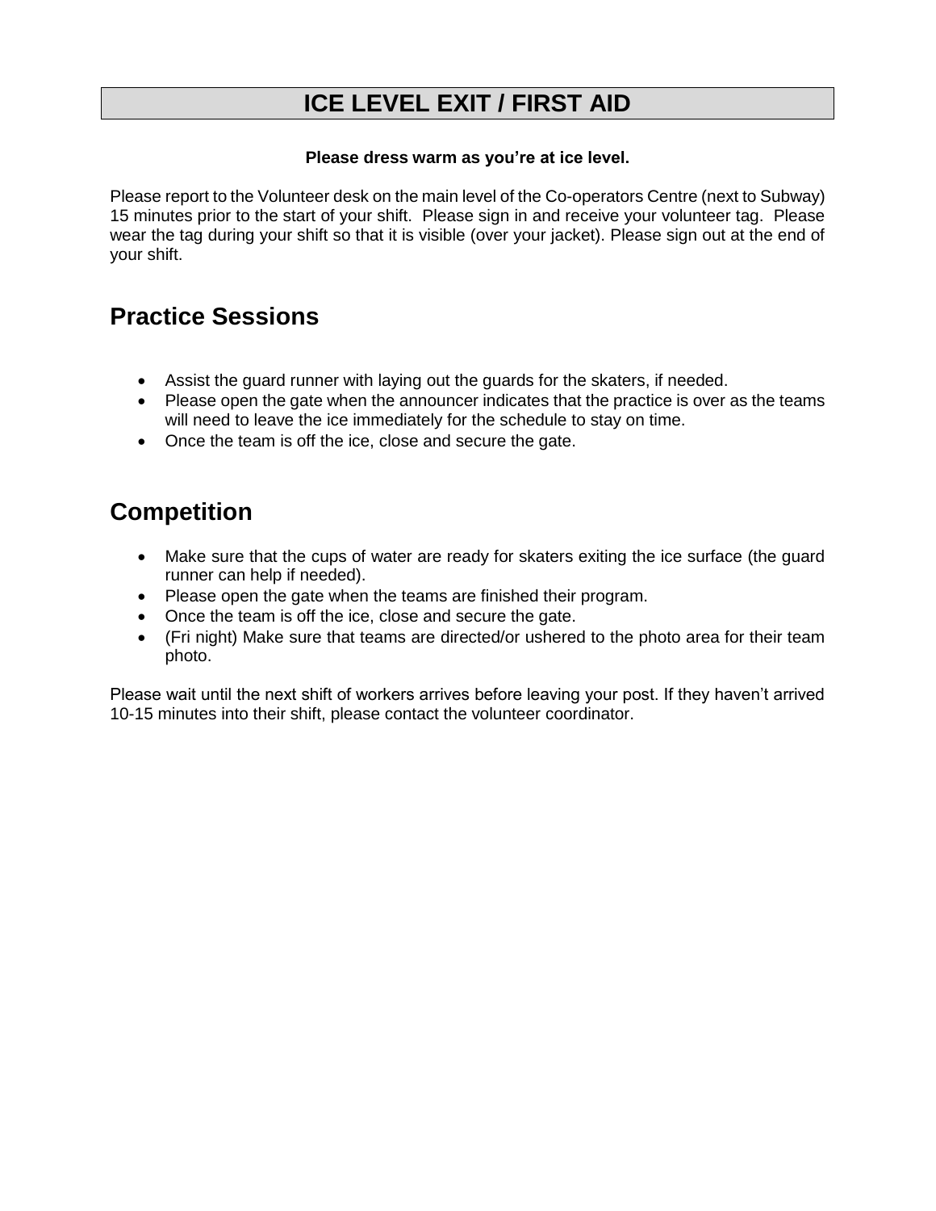# ICE LEVEL EXIT / FIRST AID

**Please dress warm as you're at ice level.**

Please report to the Volunteer desk on the main level of the Co-operators Centre (next to Subway) 15 minutes prior to the start of your shift. Please sign in and receive your volunteer tag. Please wear the tag during your shift so that it is visible (over your jacket). Please sign out at the end of your shift.

## Practice Sessions

- Assist the guard runner with laying out the guards for the skaters, if needed.
- Please open the gate when the announcer indicates that the practice is over as the teams will need to leave the ice immediately for the schedule to stay on time.
- Once the team is off the ice, close and secure the gate.

## Competition

- Make sure that the cups of water are ready for skaters exiting the ice surface (the guard runner can help if needed).
- Please open the gate when the teams are finished their program.
- Once the team is off the ice, close and secure the gate.
- (Fri night) Make sure that teams are directed/or ushered to the photo area for their team photo.

Please wait until the next shift of workers arrives before leaving your post. If they haven't arrived 10-15 minutes into their shift, please contact the volunteer coordinator.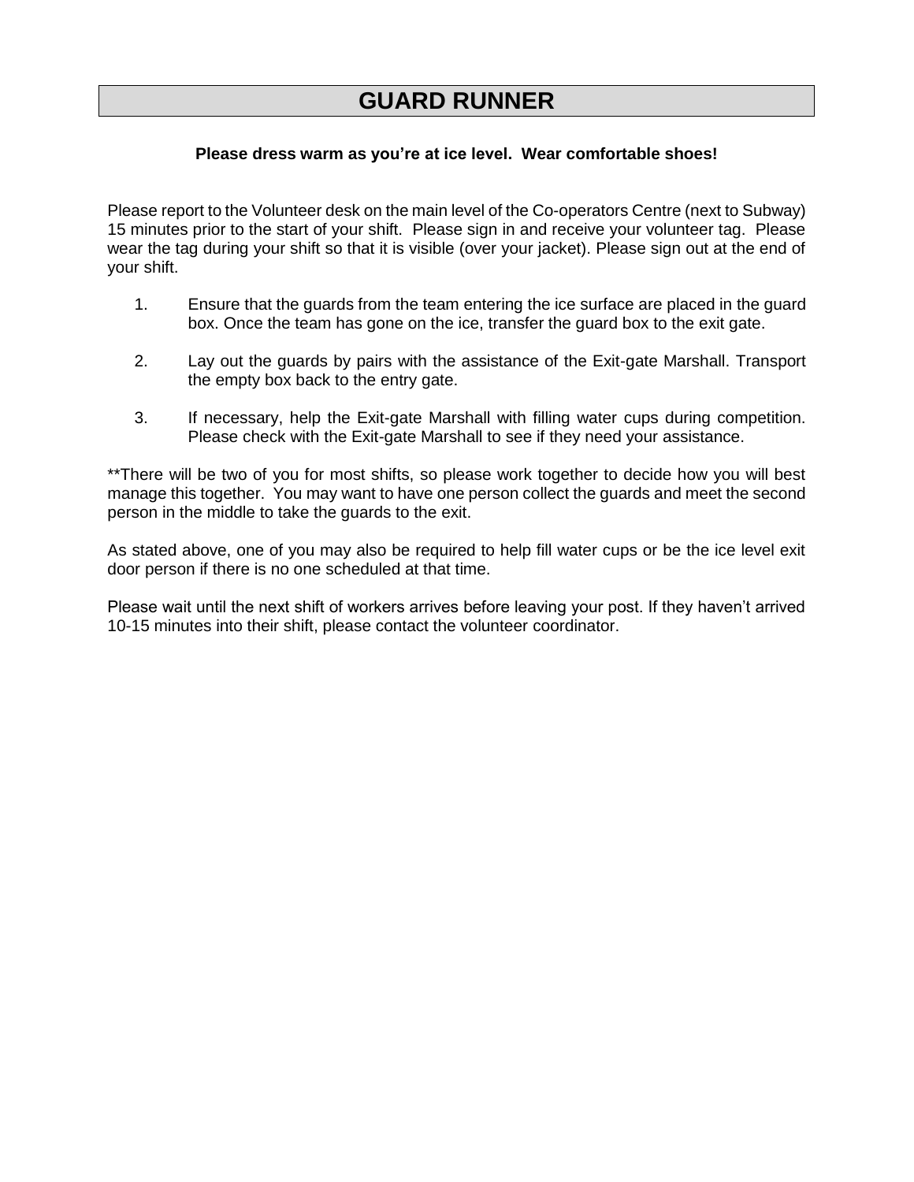# GUARD RUNNER

**Please dress warm as you're at ice level. Wear comfortable shoes!**

Please report to the Volunteer desk on the main level of the Co-operators Centre (next to Subway) 15 minutes prior to the start of your shift. Please sign in and receive your volunteer tag. Please wear the tag during your shift so that it is visible (over your jacket). Please sign out at the end of your shift.

1. Ensure that the guards from the team entering the ice surface are placed in the guard box. Once the team has gone on the ice, transfer the guard box to the exit gate.

2. Lay out the guards by pairs with the assistance of the Exit-gate Marshall. Transport the empty box back to the entry gate.

3. If necessary, help the Exit-gate Marshall with filling water cups during competition. Please check with the Exit-gate Marshall to see if they need your assistance.

**There will be two of you for most shifts, so please work together to decide how you will best manage this together. You may want to have one person collect the guards and meet the second person in the middle to take the guards to the exit.

As stated above, one of you may also be required to help fill water cups or be the ice level exit door person if there is no one scheduled at that time.

Please wait until the next shift of workers arrives before leaving your post. If they haven't arrived 10-15 minutes into their shift, please contact the volunteer coordinator.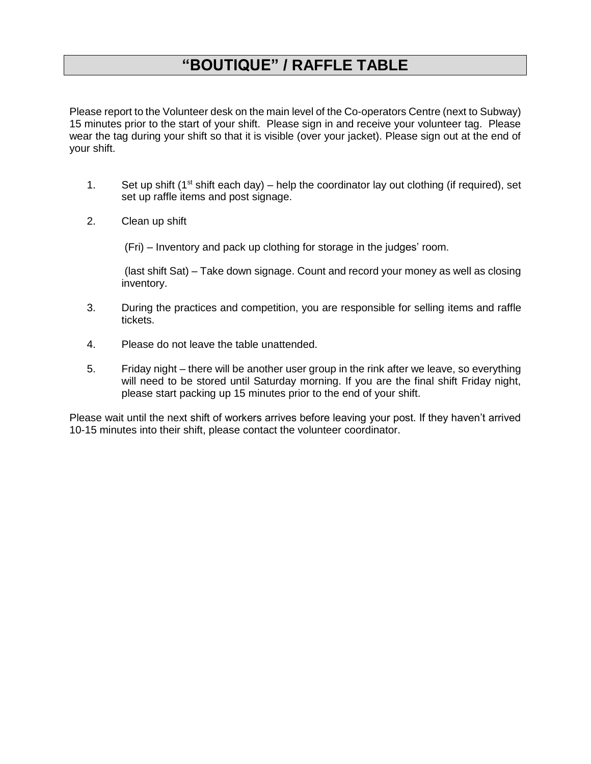# "BOUTIQUE" / RAFFLE TABLE

Please report to the Volunteer desk on the main level of the Co-operators Centre (next to Subway) 15 minutes prior to the start of your shift. Please sign in and receive your volunteer tag. Please wear the tag during your shift so that it is visible (over your jacket). Please sign out at the end of your shift.

1. Set up shift (1st shift each day) – help the coordinator lay out clothing (if required), set set up raffle items and post signage.

2. Clean up shift

   (Fri) – Inventory and pack up clothing for storage in the judges' room.

   (last shift Sat) – Take down signage. Count and record your money as well as closing inventory.

3. During the practices and competition, you are responsible for selling items and raffle tickets.

4. Please do not leave the table unattended.

5. Friday night – there will be another user group in the rink after we leave, so everything will need to be stored until Saturday morning. If you are the final shift Friday night, please start packing up 15 minutes prior to the end of your shift.

Please wait until the next shift of workers arrives before leaving your post. If they haven't arrived 10-15 minutes into their shift, please contact the volunteer coordinator.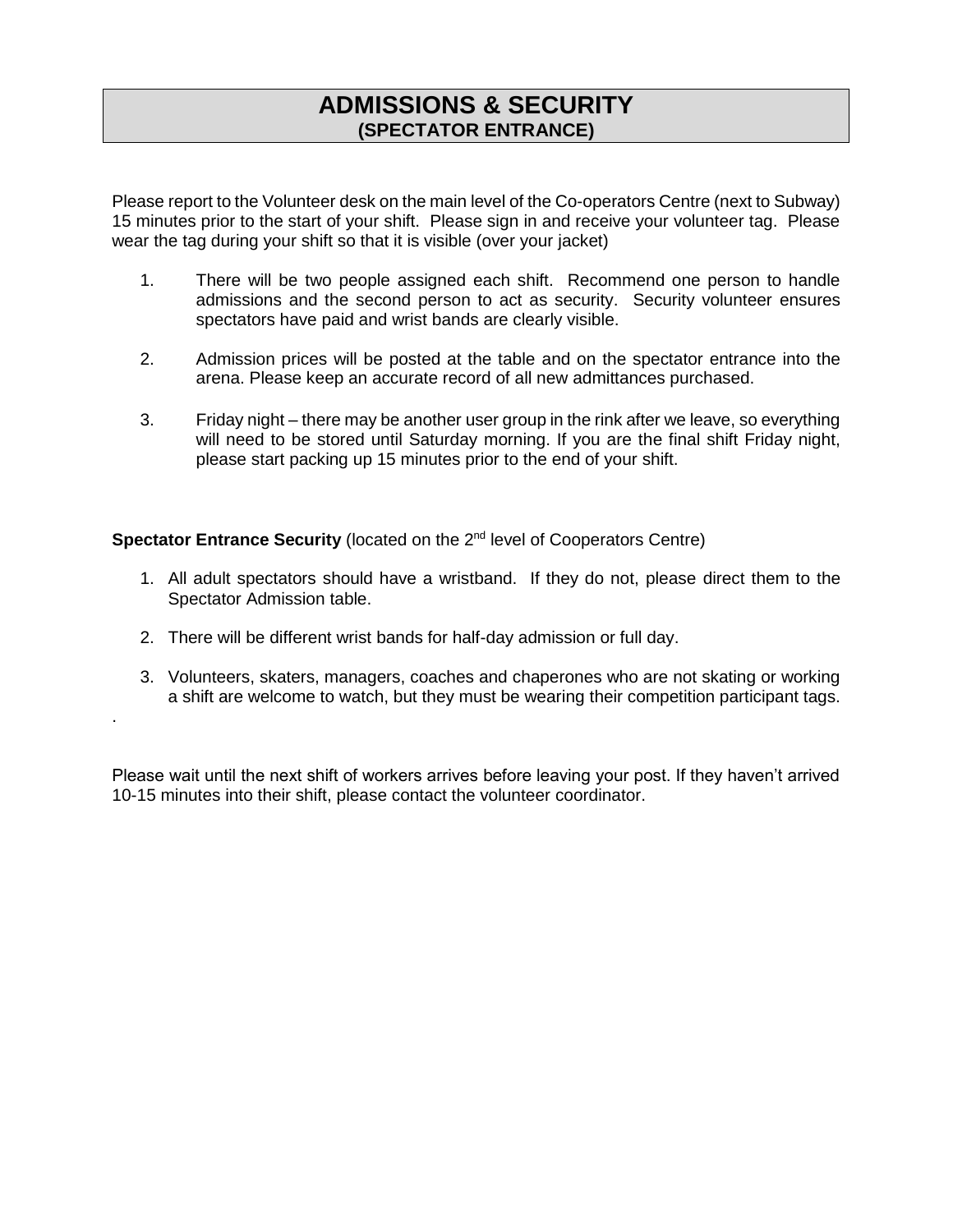# ADMISSIONS & SECURITY
## (SPECTATOR ENTRANCE)

Please report to the Volunteer desk on the main level of the Co-operators Centre (next to Subway) 15 minutes prior to the start of your shift. Please sign in and receive your volunteer tag. Please wear the tag during your shift so that it is visible (over your jacket)

1. There will be two people assigned each shift. Recommend one person to handle admissions and the second person to act as security. Security volunteer ensures spectators have paid and wrist bands are clearly visible.

2. Admission prices will be posted at the table and on the spectator entrance into the arena. Please keep an accurate record of all new admittances purchased.

3. Friday night – there may be another user group in the rink after we leave, so everything will need to be stored until Saturday morning. If you are the final shift Friday night, please start packing up 15 minutes prior to the end of your shift.

**Spectator Entrance Security** (located on the 2nd level of Cooperators Centre)

1. All adult spectators should have a wristband. If they do not, please direct them to the Spectator Admission table.
2. There will be different wrist bands for half-day admission or full day.
3. Volunteers, skaters, managers, coaches and chaperones who are not skating or working a shift are welcome to watch, but they must be wearing their competition participant tags.

.

Please wait until the next shift of workers arrives before leaving your post. If they haven't arrived 10-15 minutes into their shift, please contact the volunteer coordinator.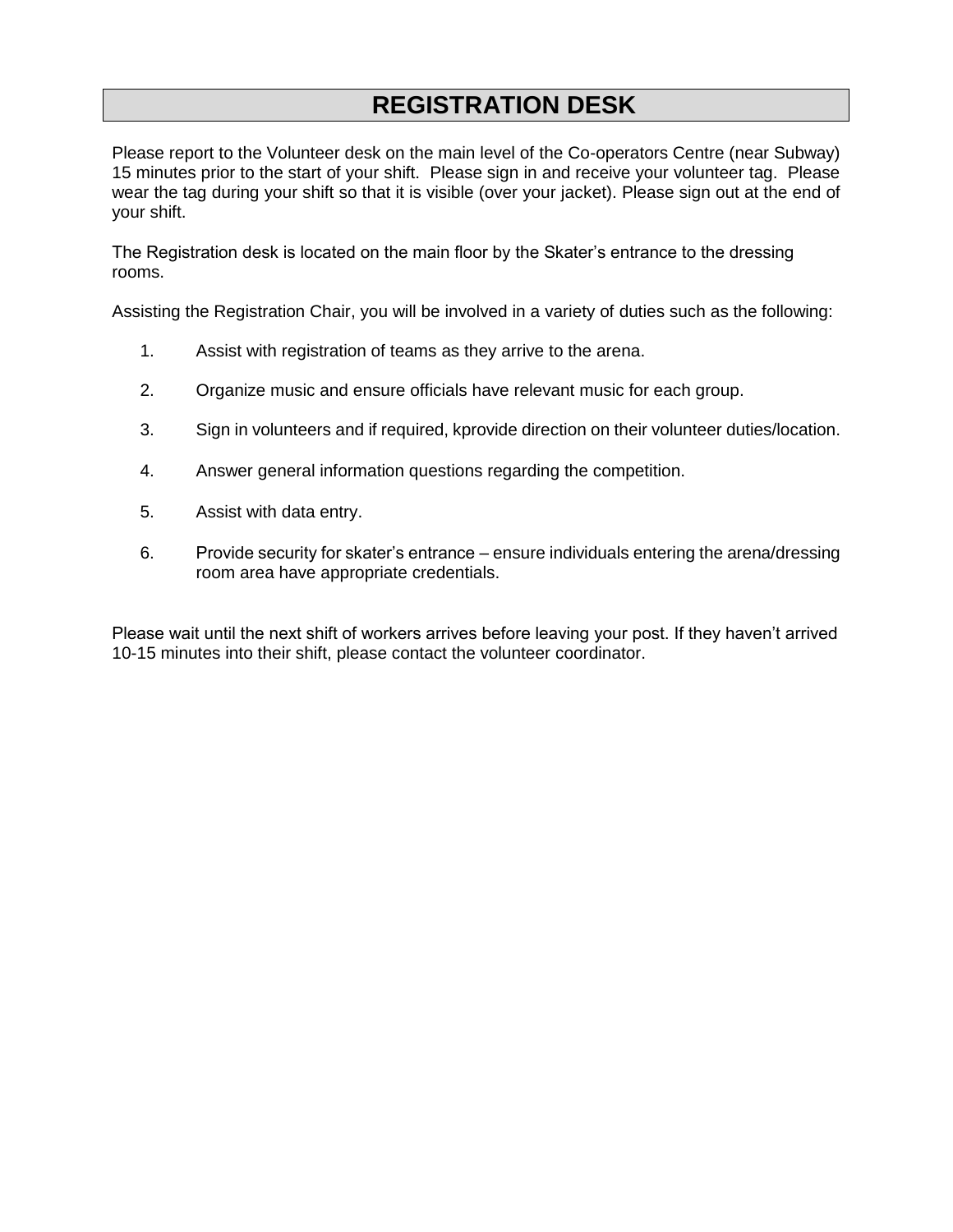# REGISTRATION DESK

Please report to the Volunteer desk on the main level of the Co-operators Centre (near Subway) 15 minutes prior to the start of your shift. Please sign in and receive your volunteer tag. Please wear the tag during your shift so that it is visible (over your jacket). Please sign out at the end of your shift.

The Registration desk is located on the main floor by the Skater's entrance to the dressing rooms.

Assisting the Registration Chair, you will be involved in a variety of duties such as the following:

1. Assist with registration of teams as they arrive to the arena.
2. Organize music and ensure officials have relevant music for each group.
3. Sign in volunteers and if required, kprovide direction on their volunteer duties/location.
4. Answer general information questions regarding the competition.
5. Assist with data entry.
6. Provide security for skater's entrance – ensure individuals entering the arena/dressing room area have appropriate credentials.

Please wait until the next shift of workers arrives before leaving your post. If they haven't arrived 10-15 minutes into their shift, please contact the volunteer coordinator.